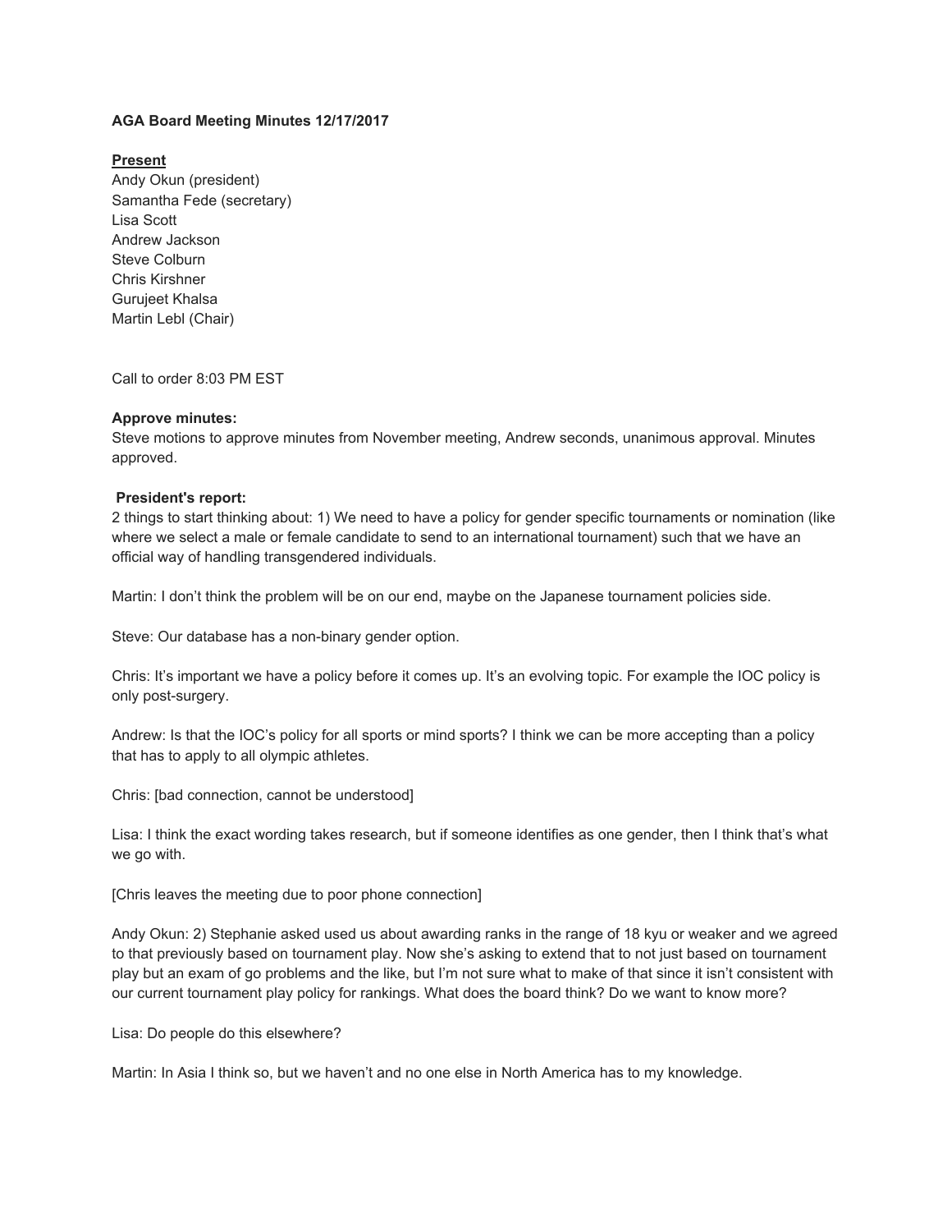**AGA Board Meeting Minutes 12/17/2017**

**Present**

Andy Okun (president)
Samantha Fede (secretary)
Lisa Scott
Andrew Jackson
Steve Colburn
Chris Kirshner
Gurujeet Khalsa
Martin Lebl (Chair)

Call to order 8:03 PM EST

**Approve minutes:**

Steve motions to approve minutes from November meeting, Andrew seconds, unanimous approval. Minutes approved.

**President's report:**

2 things to start thinking about: 1) We need to have a policy for gender specific tournaments or nomination (like where we select a male or female candidate to send to an international tournament) such that we have an official way of handling transgendered individuals.

Martin: I don't think the problem will be on our end, maybe on the Japanese tournament policies side.

Steve: Our database has a non-binary gender option.

Chris: It's important we have a policy before it comes up. It's an evolving topic. For example the IOC policy is only post-surgery.

Andrew: Is that the IOC's policy for all sports or mind sports? I think we can be more accepting than a policy that has to apply to all olympic athletes.

Chris: [bad connection, cannot be understood]

Lisa: I think the exact wording takes research, but if someone identifies as one gender, then I think that's what we go with.

[Chris leaves the meeting due to poor phone connection]

Andy Okun: 2) Stephanie asked used us about awarding ranks in the range of 18 kyu or weaker and we agreed to that previously based on tournament play. Now she's asking to extend that to not just based on tournament play but an exam of go problems and the like, but I'm not sure what to make of that since it isn't consistent with our current tournament play policy for rankings. What does the board think? Do we want to know more?

Lisa: Do people do this elsewhere?

Martin: In Asia I think so, but we haven't and no one else in North America has to my knowledge.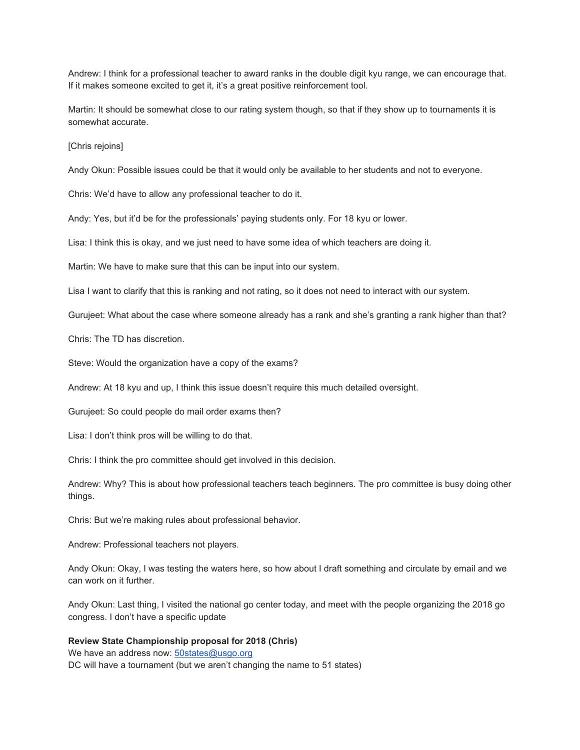Andrew: I think for a professional teacher to award ranks in the double digit kyu range, we can encourage that. If it makes someone excited to get it, it's a great positive reinforcement tool.

Martin: It should be somewhat close to our rating system though, so that if they show up to tournaments it is somewhat accurate.

[Chris rejoins]

Andy Okun: Possible issues could be that it would only be available to her students and not to everyone.

Chris: We'd have to allow any professional teacher to do it.

Andy: Yes, but it'd be for the professionals' paying students only. For 18 kyu or lower.

Lisa: I think this is okay, and we just need to have some idea of which teachers are doing it.

Martin: We have to make sure that this can be input into our system.

Lisa I want to clarify that this is ranking and not rating, so it does not need to interact with our system.

Gurujeet: What about the case where someone already has a rank and she's granting a rank higher than that?

Chris: The TD has discretion.

Steve: Would the organization have a copy of the exams?

Andrew: At 18 kyu and up, I think this issue doesn't require this much detailed oversight.

Gurujeet: So could people do mail order exams then?

Lisa: I don't think pros will be willing to do that.

Chris: I think the pro committee should get involved in this decision.

Andrew: Why? This is about how professional teachers teach beginners. The pro committee is busy doing other things.

Chris: But we're making rules about professional behavior.

Andrew: Professional teachers not players.

Andy Okun: Okay, I was testing the waters here, so how about I draft something and circulate by email and we can work on it further.

Andy Okun: Last thing, I visited the national go center today, and meet with the people organizing the 2018 go congress. I don't have a specific update

**Review State Championship proposal for 2018 (Chris)**
We have an address now: [50states@usgo.org](mailto:50states@usgo.org)
DC will have a tournament (but we aren't changing the name to 51 states)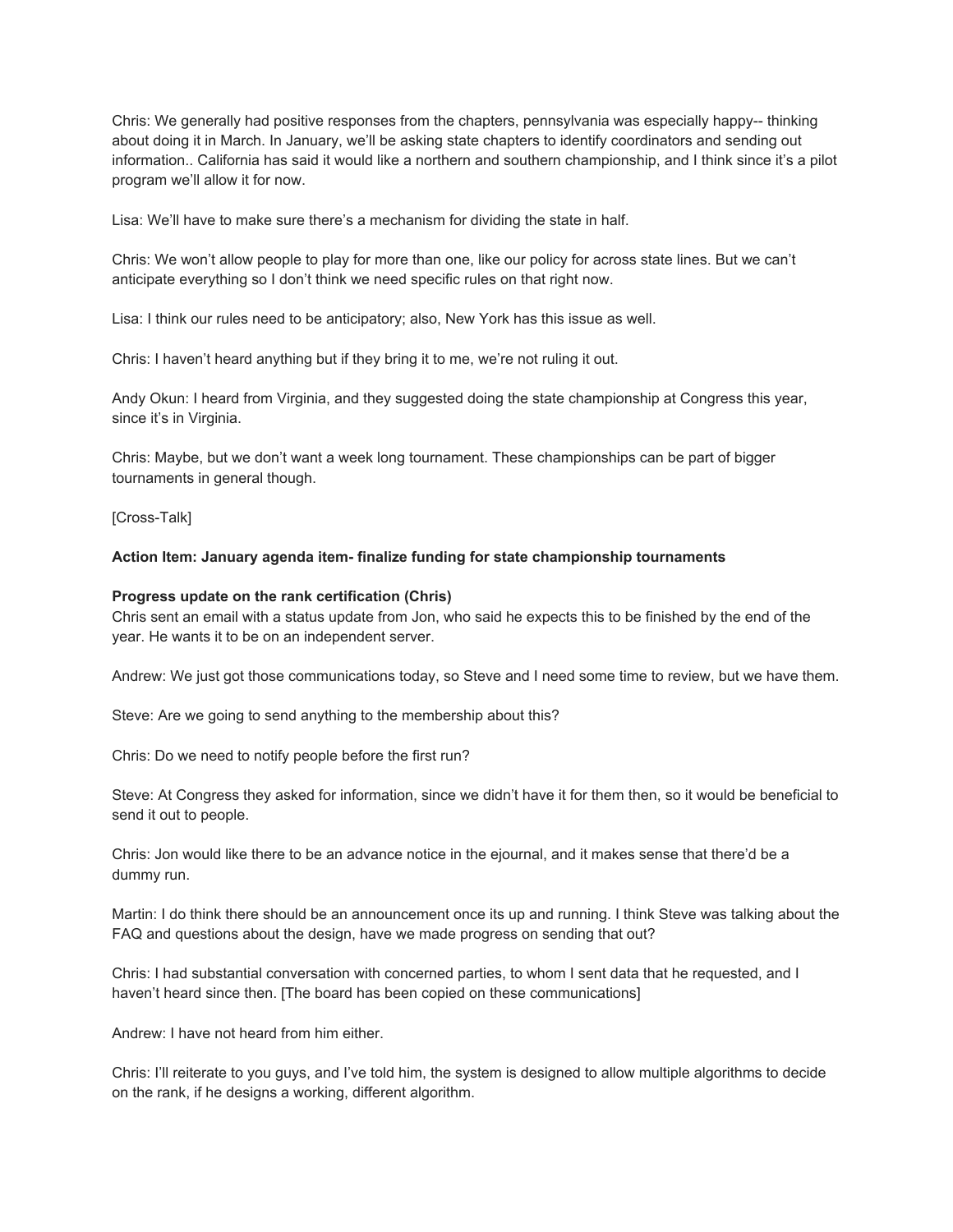Chris: We generally had positive responses from the chapters, pennsylvania was especially happy-- thinking about doing it in March. In January, we'll be asking state chapters to identify coordinators and sending out information.. California has said it would like a northern and southern championship, and I think since it's a pilot program we'll allow it for now.

Lisa: We'll have to make sure there's a mechanism for dividing the state in half.

Chris: We won't allow people to play for more than one, like our policy for across state lines. But we can't anticipate everything so I don't think we need specific rules on that right now.

Lisa: I think our rules need to be anticipatory; also, New York has this issue as well.

Chris: I haven't heard anything but if they bring it to me, we're not ruling it out.

Andy Okun: I heard from Virginia, and they suggested doing the state championship at Congress this year, since it's in Virginia.

Chris: Maybe, but we don't want a week long tournament. These championships can be part of bigger tournaments in general though.

[Cross-Talk]

**Action Item: January agenda item- finalize funding for state championship tournaments**

**Progress update on the rank certification (Chris)**
Chris sent an email with a status update from Jon, who said he expects this to be finished by the end of the year. He wants it to be on an independent server.

Andrew: We just got those communications today, so Steve and I need some time to review, but we have them.

Steve: Are we going to send anything to the membership about this?

Chris: Do we need to notify people before the first run?

Steve: At Congress they asked for information, since we didn't have it for them then, so it would be beneficial to send it out to people.

Chris: Jon would like there to be an advance notice in the ejournal, and it makes sense that there'd be a dummy run.

Martin: I do think there should be an announcement once its up and running. I think Steve was talking about the FAQ and questions about the design, have we made progress on sending that out?

Chris: I had substantial conversation with concerned parties, to whom I sent data that he requested, and I haven't heard since then. [The board has been copied on these communications]

Andrew: I have not heard from him either.

Chris: I'll reiterate to you guys, and I've told him, the system is designed to allow multiple algorithms to decide on the rank, if he designs a working, different algorithm.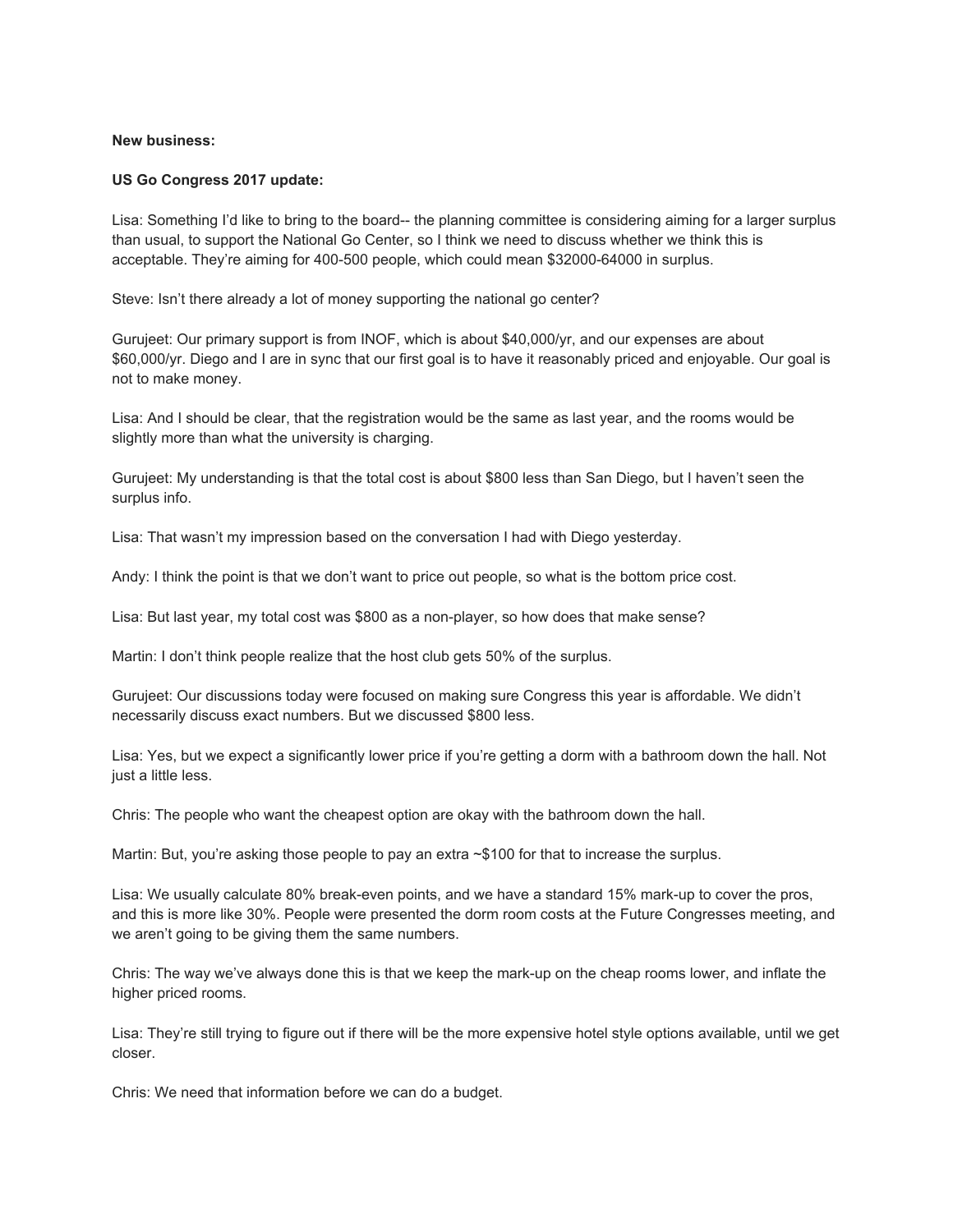**New business:**

**US Go Congress 2017 update:**

Lisa: Something I'd like to bring to the board-- the planning committee is considering aiming for a larger surplus than usual, to support the National Go Center, so I think we need to discuss whether we think this is acceptable. They're aiming for 400-500 people, which could mean $32000-64000 in surplus.

Steve: Isn't there already a lot of money supporting the national go center?

Gurujeet: Our primary support is from INOF, which is about $40,000/yr, and our expenses are about $60,000/yr. Diego and I are in sync that our first goal is to have it reasonably priced and enjoyable. Our goal is not to make money.

Lisa: And I should be clear, that the registration would be the same as last year, and the rooms would be slightly more than what the university is charging.

Gurujeet: My understanding is that the total cost is about $800 less than San Diego, but I haven't seen the surplus info.

Lisa: That wasn't my impression based on the conversation I had with Diego yesterday.

Andy: I think the point is that we don't want to price out people, so what is the bottom price cost.

Lisa: But last year, my total cost was $800 as a non-player, so how does that make sense?

Martin: I don't think people realize that the host club gets 50% of the surplus.

Gurujeet: Our discussions today were focused on making sure Congress this year is affordable. We didn't necessarily discuss exact numbers. But we discussed $800 less.

Lisa: Yes, but we expect a significantly lower price if you're getting a dorm with a bathroom down the hall. Not just a little less.

Chris: The people who want the cheapest option are okay with the bathroom down the hall.

Martin: But, you're asking those people to pay an extra ~$100 for that to increase the surplus.

Lisa: We usually calculate 80% break-even points, and we have a standard 15% mark-up to cover the pros, and this is more like 30%. People were presented the dorm room costs at the Future Congresses meeting, and we aren't going to be giving them the same numbers.

Chris: The way we've always done this is that we keep the mark-up on the cheap rooms lower, and inflate the higher priced rooms.

Lisa: They're still trying to figure out if there will be the more expensive hotel style options available, until we get closer.

Chris: We need that information before we can do a budget.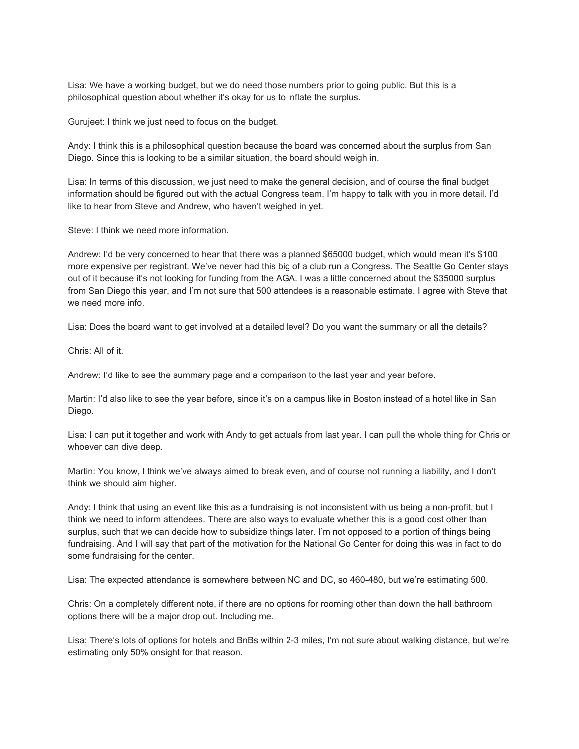Lisa: We have a working budget, but we do need those numbers prior to going public. But this is a philosophical question about whether it's okay for us to inflate the surplus.

Gurujeet: I think we just need to focus on the budget.

Andy: I think this is a philosophical question because the board was concerned about the surplus from San Diego. Since this is looking to be a similar situation, the board should weigh in.

Lisa: In terms of this discussion, we just need to make the general decision, and of course the final budget information should be figured out with the actual Congress team. I'm happy to talk with you in more detail. I'd like to hear from Steve and Andrew, who haven't weighed in yet.

Steve: I think we need more information.

Andrew: I'd be very concerned to hear that there was a planned $65000 budget, which would mean it's $100 more expensive per registrant. We've never had this big of a club run a Congress. The Seattle Go Center stays out of it because it's not looking for funding from the AGA. I was a little concerned about the $35000 surplus from San Diego this year, and I'm not sure that 500 attendees is a reasonable estimate. I agree with Steve that we need more info.

Lisa: Does the board want to get involved at a detailed level? Do you want the summary or all the details?

Chris: All of it.

Andrew: I'd like to see the summary page and a comparison to the last year and year before.

Martin: I'd also like to see the year before, since it's on a campus like in Boston instead of a hotel like in San Diego.

Lisa: I can put it together and work with Andy to get actuals from last year. I can pull the whole thing for Chris or whoever can dive deep.

Martin: You know, I think we've always aimed to break even, and of course not running a liability, and I don't think we should aim higher.

Andy: I think that using an event like this as a fundraising is not inconsistent with us being a non-profit, but I think we need to inform attendees. There are also ways to evaluate whether this is a good cost other than surplus, such that we can decide how to subsidize things later. I'm not opposed to a portion of things being fundraising. And I will say that part of the motivation for the National Go Center for doing this was in fact to do some fundraising for the center.

Lisa: The expected attendance is somewhere between NC and DC, so 460-480, but we're estimating 500.

Chris: On a completely different note, if there are no options for rooming other than down the hall bathroom options there will be a major drop out. Including me.

Lisa: There's lots of options for hotels and BnBs within 2-3 miles, I'm not sure about walking distance, but we're estimating only 50% onsight for that reason.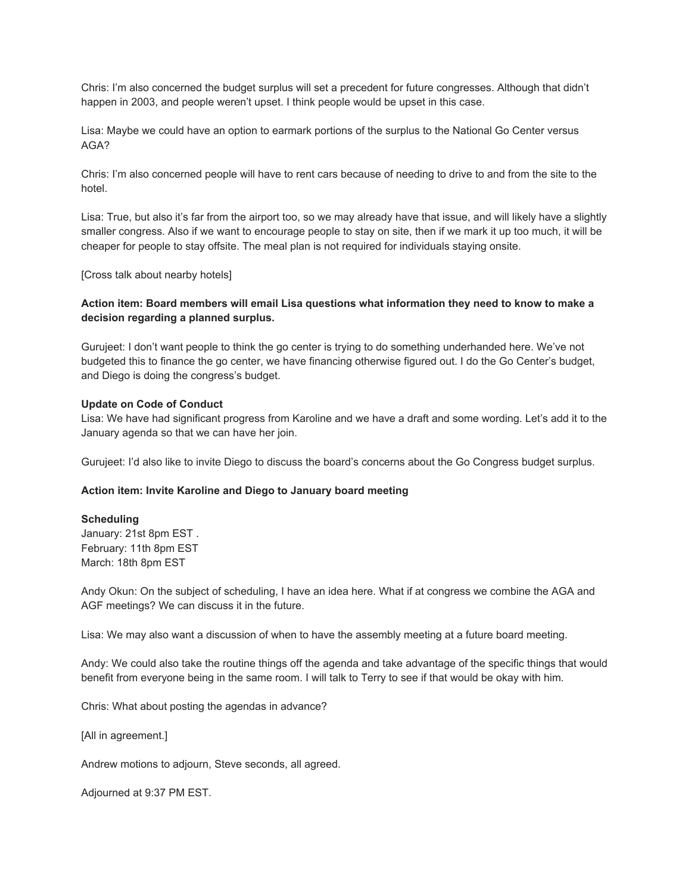Chris: I'm also concerned the budget surplus will set a precedent for future congresses. Although that didn't happen in 2003, and people weren't upset. I think people would be upset in this case.

Lisa: Maybe we could have an option to earmark portions of the surplus to the National Go Center versus AGA?

Chris: I'm also concerned people will have to rent cars because of needing to drive to and from the site to the hotel.

Lisa: True, but also it's far from the airport too, so we may already have that issue, and will likely have a slightly smaller congress. Also if we want to encourage people to stay on site, then if we mark it up too much, it will be cheaper for people to stay offsite. The meal plan is not required for individuals staying onsite.

[Cross talk about nearby hotels]

**Action item: Board members will email Lisa questions what information they need to know to make a decision regarding a planned surplus.**

Gurujeet: I don't want people to think the go center is trying to do something underhanded here. We've not budgeted this to finance the go center, we have financing otherwise figured out. I do the Go Center's budget, and Diego is doing the congress's budget.

**Update on Code of Conduct**
Lisa: We have had significant progress from Karoline and we have a draft and some wording. Let's add it to the January agenda so that we can have her join.

Gurujeet: I'd also like to invite Diego to discuss the board's concerns about the Go Congress budget surplus.

**Action item: Invite Karoline and Diego to January board meeting**

**Scheduling**
January: 21st 8pm EST .
February: 11th 8pm EST
March: 18th 8pm EST

Andy Okun: On the subject of scheduling, I have an idea here. What if at congress we combine the AGA and AGF meetings? We can discuss it in the future.

Lisa: We may also want a discussion of when to have the assembly meeting at a future board meeting.

Andy: We could also take the routine things off the agenda and take advantage of the specific things that would benefit from everyone being in the same room. I will talk to Terry to see if that would be okay with him.

Chris: What about posting the agendas in advance?

[All in agreement.]

Andrew motions to adjourn, Steve seconds, all agreed.

Adjourned at 9:37 PM EST.